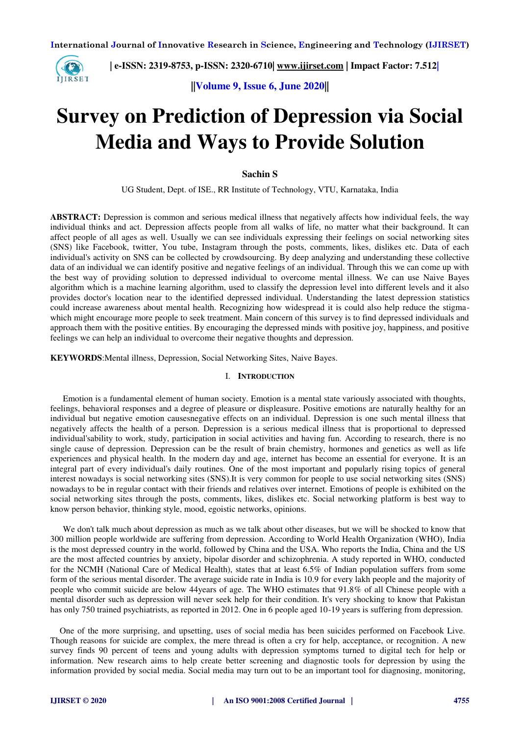# Survey on Prediction of Depression via Social Media and Ways to Provide Solution

**Sachin S**

UG Student, Dept. of ISE., RR Institute of Technology, VTU, Karnataka, India

**ABSTRACT:** Depression is common and serious medical illness that negatively affects how individual feels, the way individual thinks and act. Depression affects people from all walks of life, no matter what their background. It can affect people of all ages as well. Usually we can see individuals expressing their feelings on social networking sites (SNS) like Facebook, twitter, You tube, Instagram through the posts, comments, likes, dislikes etc. Data of each individual's activity on SNS can be collected by crowdsourcing. By deep analyzing and understanding these collective data of an individual we can identify positive and negative feelings of an individual. Through this we can come up with the best way of providing solution to depressed individual to overcome mental illness. We can use Naive Bayes algorithm which is a machine learning algorithm, used to classify the depression level into different levels and it also provides doctor's location near to the identified depressed individual. Understanding the latest depression statistics could increase awareness about mental health. Recognizing how widespread it is could also help reduce the stigma- which might encourage more people to seek treatment. Main concern of this survey is to find depressed individuals and approach them with the positive entities. By encouraging the depressed minds with positive joy, happiness, and positive feelings we can help an individual to overcome their negative thoughts and depression.

**KEYWORDS**:Mental illness, Depression, Social Networking Sites, Naive Bayes.

## I. Introduction

Emotion is a fundamental element of human society. Emotion is a mental state variously associated with thoughts, feelings, behavioral responses and a degree of pleasure or displeasure. Positive emotions are naturally healthy for an individual but negative emotion causesnegative effects on an individual. Depression is one such mental illness that negatively affects the health of a person. Depression is a serious medical illness that is proportional to depressed individual'sability to work, study, participation in social activities and having fun. According to research, there is no single cause of depression. Depression can be the result of brain chemistry, hormones and genetics as well as life experiences and physical health. In the modern day and age, internet has become an essential for everyone. It is an integral part of every individual's daily routines. One of the most important and popularly rising topics of general interest nowadays is social networking sites (SNS).It is very common for people to use social networking sites (SNS) nowadays to be in regular contact with their friends and relatives over internet. Emotions of people is exhibited on the social networking sites through the posts, comments, likes, dislikes etc. Social networking platform is best way to know person behavior, thinking style, mood, egoistic networks, opinions.

We don't talk much about depression as much as we talk about other diseases, but we will be shocked to know that 300 million people worldwide are suffering from depression. According to World Health Organization (WHO), India is the most depressed country in the world, followed by China and the USA. Who reports the India, China and the US are the most affected countries by anxiety, bipolar disorder and schizophrenia. A study reported in WHO, conducted for the NCMH (National Care of Medical Health), states that at least 6.5% of Indian population suffers from some form of the serious mental disorder. The average suicide rate in India is 10.9 for every lakh people and the majority of people who commit suicide are below 44years of age. The WHO estimates that 91.8% of all Chinese people with a mental disorder such as depression will never seek help for their condition. It's very shocking to know that Pakistan has only 750 trained psychiatrists, as reported in 2012. One in 6 people aged 10-19 years is suffering from depression.

One of the more surprising, and upsetting, uses of social media has been suicides performed on Facebook Live. Though reasons for suicide are complex, the mere thread is often a cry for help, acceptance, or recognition. A new survey finds 90 percent of teens and young adults with depression symptoms turned to digital tech for help or information. New research aims to help create better screening and diagnostic tools for depression by using the information provided by social media. Social media may turn out to be an important tool for diagnosing, monitoring,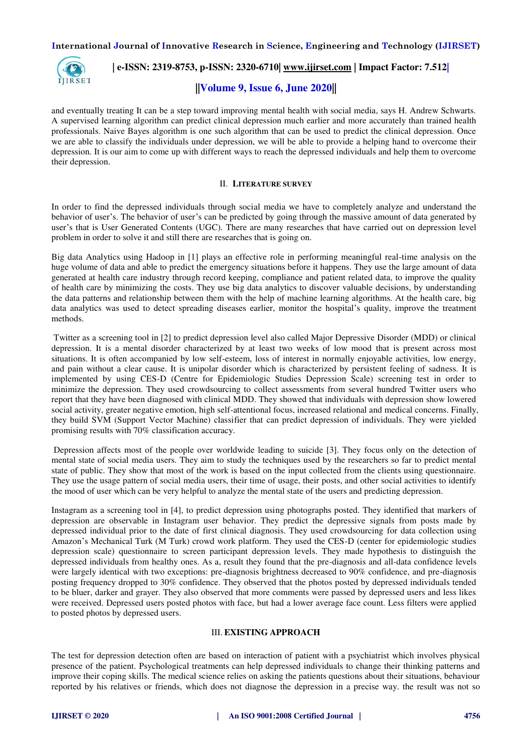and eventually treating It can be a step toward improving mental health with social media, says H. Andrew Schwarts. A supervised learning algorithm can predict clinical depression much earlier and more accurately than trained health professionals. Naive Bayes algorithm is one such algorithm that can be used to predict the clinical depression. Once we are able to classify the individuals under depression, we will be able to provide a helping hand to overcome their depression. It is our aim to come up with different ways to reach the depressed individuals and help them to overcome their depression.

## II. LITERATURE SURVEY

In order to find the depressed individuals through social media we have to completely analyze and understand the behavior of user's. The behavior of user's can be predicted by going through the massive amount of data generated by user's that is User Generated Contents (UGC). There are many researches that have carried out on depression level problem in order to solve it and still there are researches that is going on.

Big data Analytics using Hadoop in [1] plays an effective role in performing meaningful real-time analysis on the huge volume of data and able to predict the emergency situations before it happens. They use the large amount of data generated at health care industry through record keeping, compliance and patient related data, to improve the quality of health care by minimizing the costs. They use big data analytics to discover valuable decisions, by understanding the data patterns and relationship between them with the help of machine learning algorithms. At the health care, big data analytics was used to detect spreading diseases earlier, monitor the hospital's quality, improve the treatment methods.

Twitter as a screening tool in [2] to predict depression level also called Major Depressive Disorder (MDD) or clinical depression. It is a mental disorder characterized by at least two weeks of low mood that is present across most situations. It is often accompanied by low self-esteem, loss of interest in normally enjoyable activities, low energy, and pain without a clear cause. It is unipolar disorder which is characterized by persistent feeling of sadness. It is implemented by using CES-D (Centre for Epidemiologic Studies Depression Scale) screening test in order to minimize the depression. They used crowdsourcing to collect assessments from several hundred Twitter users who report that they have been diagnosed with clinical MDD. They showed that individuals with depression show lowered social activity, greater negative emotion, high self-attentional focus, increased relational and medical concerns. Finally, they build SVM (Support Vector Machine) classifier that can predict depression of individuals. They were yielded promising results with 70% classification accuracy.

Depression affects most of the people over worldwide leading to suicide [3]. They focus only on the detection of mental state of social media users. They aim to study the techniques used by the researchers so far to predict mental state of public. They show that most of the work is based on the input collected from the clients using questionnaire. They use the usage pattern of social media users, their time of usage, their posts, and other social activities to identify the mood of user which can be very helpful to analyze the mental state of the users and predicting depression.

Instagram as a screening tool in [4], to predict depression using photographs posted. They identified that markers of depression are observable in Instagram user behavior. They predict the depressive signals from posts made by depressed individual prior to the date of first clinical diagnosis. They used crowdsourcing for data collection using Amazon's Mechanical Turk (M Turk) crowd work platform. They used the CES-D (center for epidemiologic studies depression scale) questionnaire to screen participant depression levels. They made hypothesis to distinguish the depressed individuals from healthy ones. As a, result they found that the pre-diagnosis and all-data confidence levels were largely identical with two exceptions: pre-diagnosis brightness decreased to 90% confidence, and pre-diagnosis posting frequency dropped to 30% confidence. They observed that the photos posted by depressed individuals tended to be bluer, darker and grayer. They also observed that more comments were passed by depressed users and less likes were received. Depressed users posted photos with face, but had a lower average face count. Less filters were applied to posted photos by depressed users.

## III. EXISTING APPROACH

The test for depression detection often are based on interaction of patient with a psychiatrist which involves physical presence of the patient. Psychological treatments can help depressed individuals to change their thinking patterns and improve their coping skills. The medical science relies on asking the patients questions about their situations, behaviour reported by his relatives or friends, which does not diagnose the depression in a precise way. the result was not so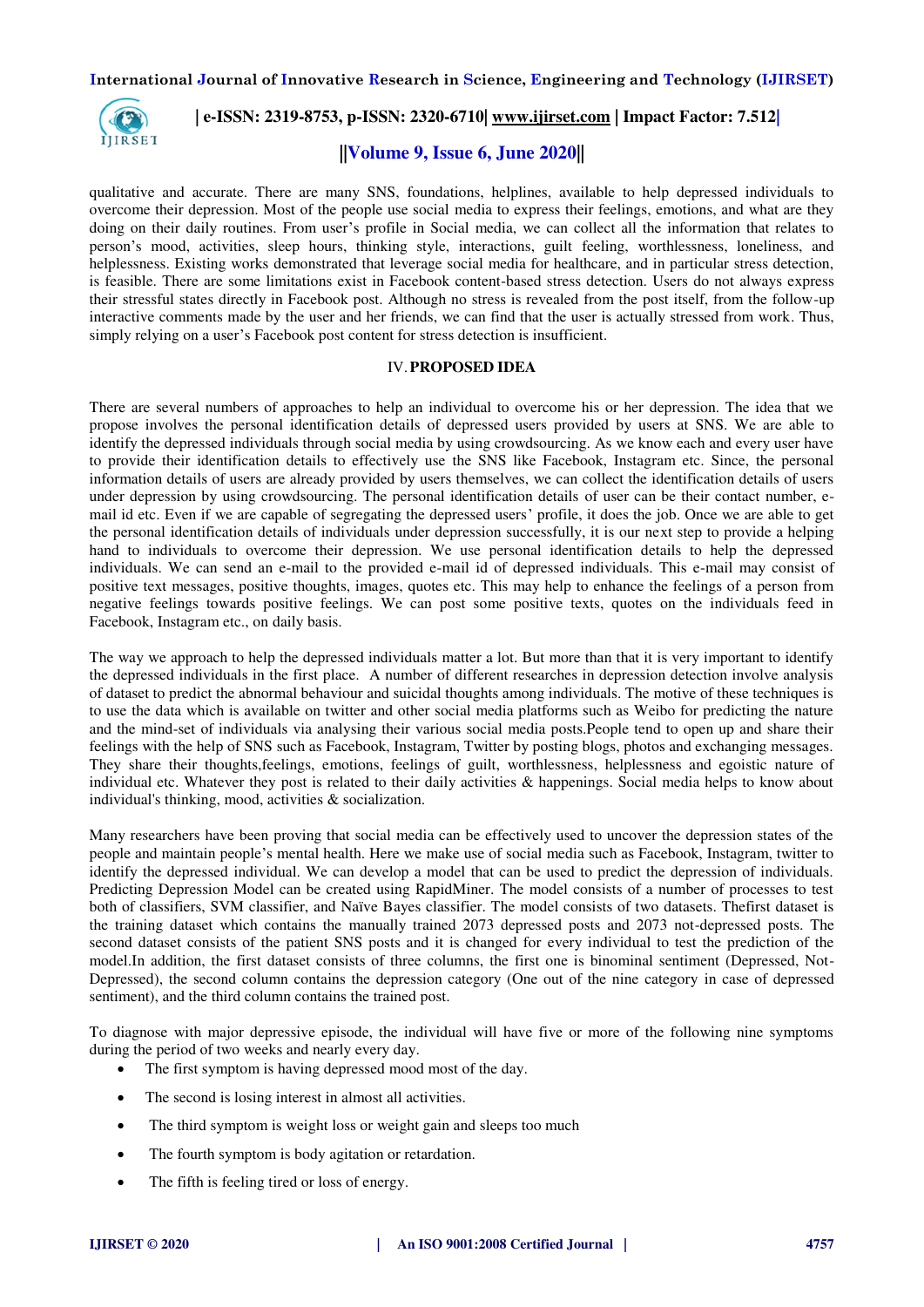qualitative and accurate. There are many SNS, foundations, helplines, available to help depressed individuals to overcome their depression. Most of the people use social media to express their feelings, emotions, and what are they doing on their daily routines. From user's profile in Social media, we can collect all the information that relates to person's mood, activities, sleep hours, thinking style, interactions, guilt feeling, worthlessness, loneliness, and helplessness. Existing works demonstrated that leverage social media for healthcare, and in particular stress detection, is feasible. There are some limitations exist in Facebook content-based stress detection. Users do not always express their stressful states directly in Facebook post. Although no stress is revealed from the post itself, from the follow-up interactive comments made by the user and her friends, we can find that the user is actually stressed from work. Thus, simply relying on a user's Facebook post content for stress detection is insufficient.

## IV. PROPOSED IDEA

There are several numbers of approaches to help an individual to overcome his or her depression. The idea that we propose involves the personal identification details of depressed users provided by users at SNS. We are able to identify the depressed individuals through social media by using crowdsourcing. As we know each and every user have to provide their identification details to effectively use the SNS like Facebook, Instagram etc. Since, the personal information details of users are already provided by users themselves, we can collect the identification details of users under depression by using crowdsourcing. The personal identification details of user can be their contact number, e-mail id etc. Even if we are capable of segregating the depressed users' profile, it does the job. Once we are able to get the personal identification details of individuals under depression successfully, it is our next step to provide a helping hand to individuals to overcome their depression. We use personal identification details to help the depressed individuals. We can send an e-mail to the provided e-mail id of depressed individuals. This e-mail may consist of positive text messages, positive thoughts, images, quotes etc. This may help to enhance the feelings of a person from negative feelings towards positive feelings. We can post some positive texts, quotes on the individuals feed in Facebook, Instagram etc., on daily basis.

The way we approach to help the depressed individuals matter a lot. But more than that it is very important to identify the depressed individuals in the first place. A number of different researches in depression detection involve analysis of dataset to predict the abnormal behaviour and suicidal thoughts among individuals. The motive of these techniques is to use the data which is available on twitter and other social media platforms such as Weibo for predicting the nature and the mind-set of individuals via analysing their various social media posts.People tend to open up and share their feelings with the help of SNS such as Facebook, Instagram, Twitter by posting blogs, photos and exchanging messages. They share their thoughts,feelings, emotions, feelings of guilt, worthlessness, helplessness and egoistic nature of individual etc. Whatever they post is related to their daily activities & happenings. Social media helps to know about individual's thinking, mood, activities & socialization.

Many researchers have been proving that social media can be effectively used to uncover the depression states of the people and maintain people's mental health. Here we make use of social media such as Facebook, Instagram, twitter to identify the depressed individual. We can develop a model that can be used to predict the depression of individuals. Predicting Depression Model can be created using RapidMiner. The model consists of a number of processes to test both of classifiers, SVM classifier, and Naïve Bayes classifier. The model consists of two datasets. Thefirst dataset is the training dataset which contains the manually trained 2073 depressed posts and 2073 not-depressed posts. The second dataset consists of the patient SNS posts and it is changed for every individual to test the prediction of the model.In addition, the first dataset consists of three columns, the first one is binominal sentiment (Depressed, Not-Depressed), the second column contains the depression category (One out of the nine category in case of depressed sentiment), and the third column contains the trained post.

To diagnose with major depressive episode, the individual will have five or more of the following nine symptoms during the period of two weeks and nearly every day.

- The first symptom is having depressed mood most of the day.
- The second is losing interest in almost all activities.
- The third symptom is weight loss or weight gain and sleeps too much
- The fourth symptom is body agitation or retardation.
- The fifth is feeling tired or loss of energy.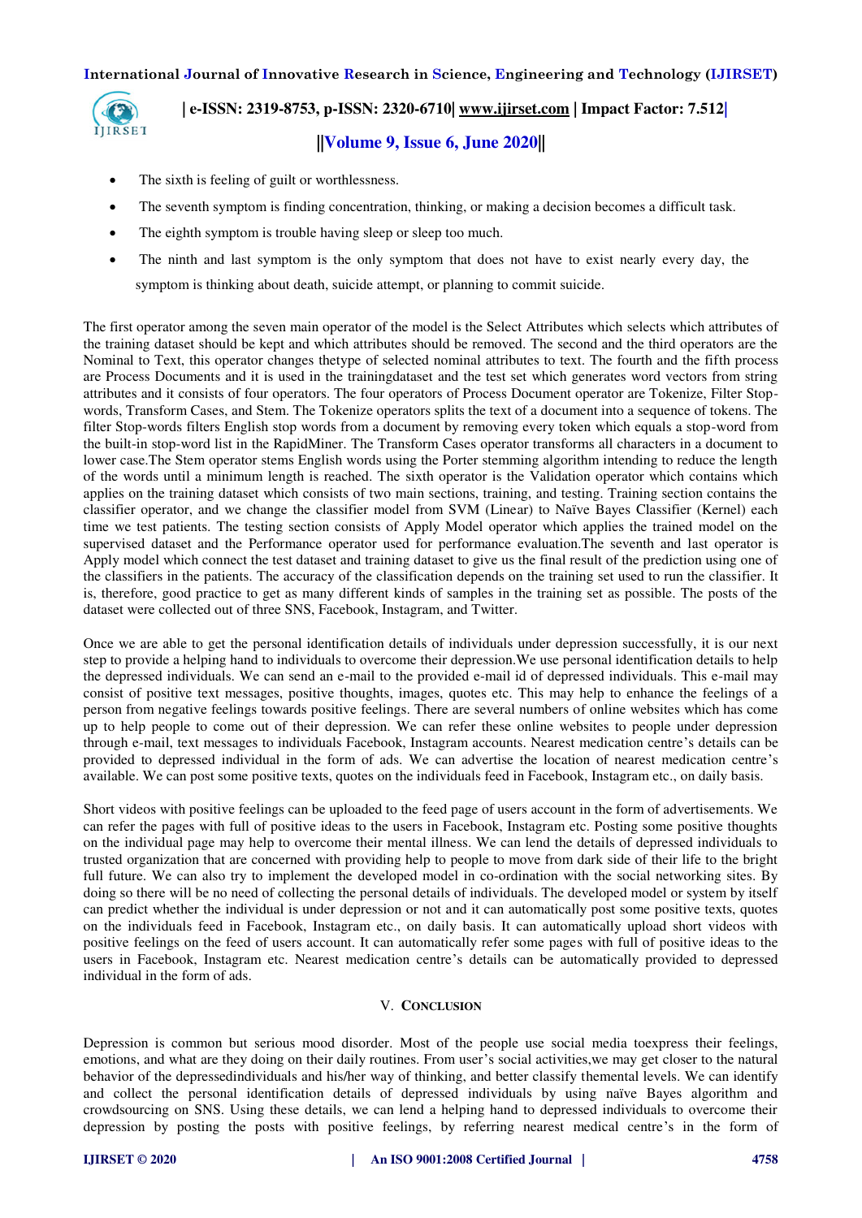- The sixth is feeling of guilt or worthlessness.
- The seventh symptom is finding concentration, thinking, or making a decision becomes a difficult task.
- The eighth symptom is trouble having sleep or sleep too much.
- The ninth and last symptom is the only symptom that does not have to exist nearly every day, the symptom is thinking about death, suicide attempt, or planning to commit suicide.

The first operator among the seven main operator of the model is the Select Attributes which selects which attributes of the training dataset should be kept and which attributes should be removed. The second and the third operators are the Nominal to Text, this operator changes thetype of selected nominal attributes to text. The fourth and the fifth process are Process Documents and it is used in the trainingdataset and the test set which generates word vectors from string attributes and it consists of four operators. The four operators of Process Document operator are Tokenize, Filter Stop-words, Transform Cases, and Stem. The Tokenize operators splits the text of a document into a sequence of tokens. The filter Stop-words filters English stop words from a document by removing every token which equals a stop-word from the built-in stop-word list in the RapidMiner. The Transform Cases operator transforms all characters in a document to lower case.The Stem operator stems English words using the Porter stemming algorithm intending to reduce the length of the words until a minimum length is reached. The sixth operator is the Validation operator which contains which applies on the training dataset which consists of two main sections, training, and testing. Training section contains the classifier operator, and we change the classifier model from SVM (Linear) to Naïve Bayes Classifier (Kernel) each time we test patients. The testing section consists of Apply Model operator which applies the trained model on the supervised dataset and the Performance operator used for performance evaluation.The seventh and last operator is Apply model which connect the test dataset and training dataset to give us the final result of the prediction using one of the classifiers in the patients. The accuracy of the classification depends on the training set used to run the classifier. It is, therefore, good practice to get as many different kinds of samples in the training set as possible. The posts of the dataset were collected out of three SNS, Facebook, Instagram, and Twitter.

Once we are able to get the personal identification details of individuals under depression successfully, it is our next step to provide a helping hand to individuals to overcome their depression.We use personal identification details to help the depressed individuals. We can send an e-mail to the provided e-mail id of depressed individuals. This e-mail may consist of positive text messages, positive thoughts, images, quotes etc. This may help to enhance the feelings of a person from negative feelings towards positive feelings. There are several numbers of online websites which has come up to help people to come out of their depression. We can refer these online websites to people under depression through e-mail, text messages to individuals Facebook, Instagram accounts. Nearest medication centre's details can be provided to depressed individual in the form of ads. We can advertise the location of nearest medication centre's available. We can post some positive texts, quotes on the individuals feed in Facebook, Instagram etc., on daily basis.

Short videos with positive feelings can be uploaded to the feed page of users account in the form of advertisements. We can refer the pages with full of positive ideas to the users in Facebook, Instagram etc. Posting some positive thoughts on the individual page may help to overcome their mental illness. We can lend the details of depressed individuals to trusted organization that are concerned with providing help to people to move from dark side of their life to the bright full future. We can also try to implement the developed model in co-ordination with the social networking sites. By doing so there will be no need of collecting the personal details of individuals. The developed model or system by itself can predict whether the individual is under depression or not and it can automatically post some positive texts, quotes on the individuals feed in Facebook, Instagram etc., on daily basis. It can automatically upload short videos with positive feelings on the feed of users account. It can automatically refer some pages with full of positive ideas to the users in Facebook, Instagram etc. Nearest medication centre's details can be automatically provided to depressed individual in the form of ads.

## V. CONCLUSION

Depression is common but serious mood disorder. Most of the people use social media toexpress their feelings, emotions, and what are they doing on their daily routines. From user's social activities,we may get closer to the natural behavior of the depressedindividuals and his/her way of thinking, and better classify thematical levels. We can identify and collect the personal identification details of depressed individuals by using naïve Bayes algorithm and crowdsourcing on SNS. Using these details, we can lend a helping hand to depressed individuals to overcome their depression by posting the posts with positive feelings, by referring nearest medical centre's in the form of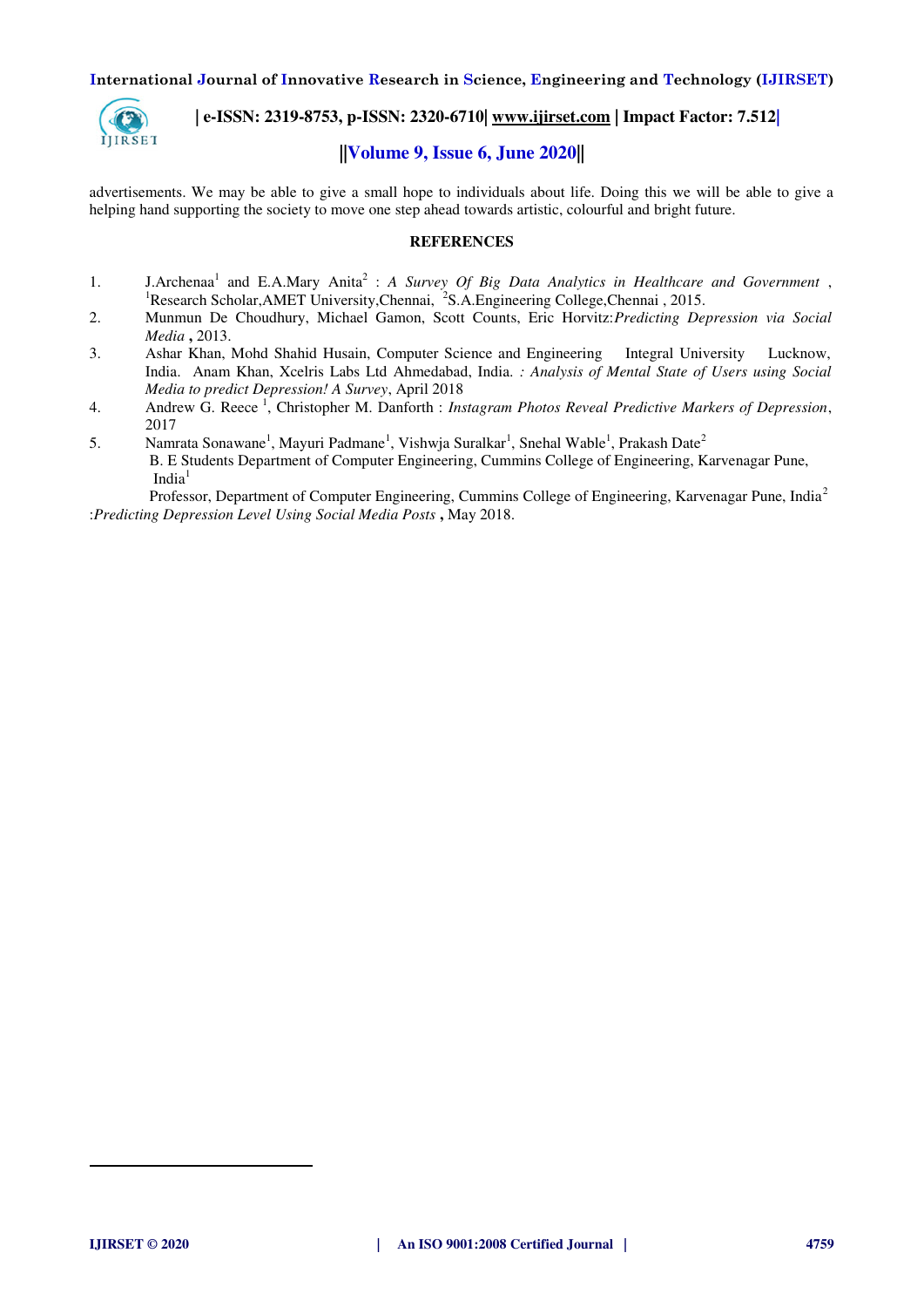advertisements. We may be able to give a small hope to individuals about life. Doing this we will be able to give a helping hand supporting the society to move one step ahead towards artistic, colourful and bright future.

## REFERENCES

1. J.Archenaa[1] and E.A.Mary Anita[2] : *A Survey Of Big Data Analytics in Healthcare and Government* , [1]Research Scholar,AMET University,Chennai, [2]S.A.Engineering College,Chennai , 2015.
2. Munmun De Choudhury, Michael Gamon, Scott Counts, Eric Horvitz:*Predicting Depression via Social Media* **,** 2013.
3. Ashar Khan, Mohd Shahid Husain, Computer Science and Engineering Integral University Lucknow, India. Anam Khan, Xcelris Labs Ltd Ahmedabad, India. *: Analysis of Mental State of Users using Social Media to predict Depression! A Survey*, April 2018
4. Andrew G. Reece [1], Christopher M. Danforth : *Instagram Photos Reveal Predictive Markers of Depression*, 2017
5. Namrata Sonawane[1], Mayuri Padmane[1], Vishwja Suralkar[1], Snehal Wable[1], Prakash Date[2]
   B. E Students Department of Computer Engineering, Cummins College of Engineering, Karvenagar Pune, India[1]
   Professor, Department of Computer Engineering, Cummins College of Engineering, Karvenagar Pune, India[2] :*Predicting Depression Level Using Social Media Posts* **,** May 2018.